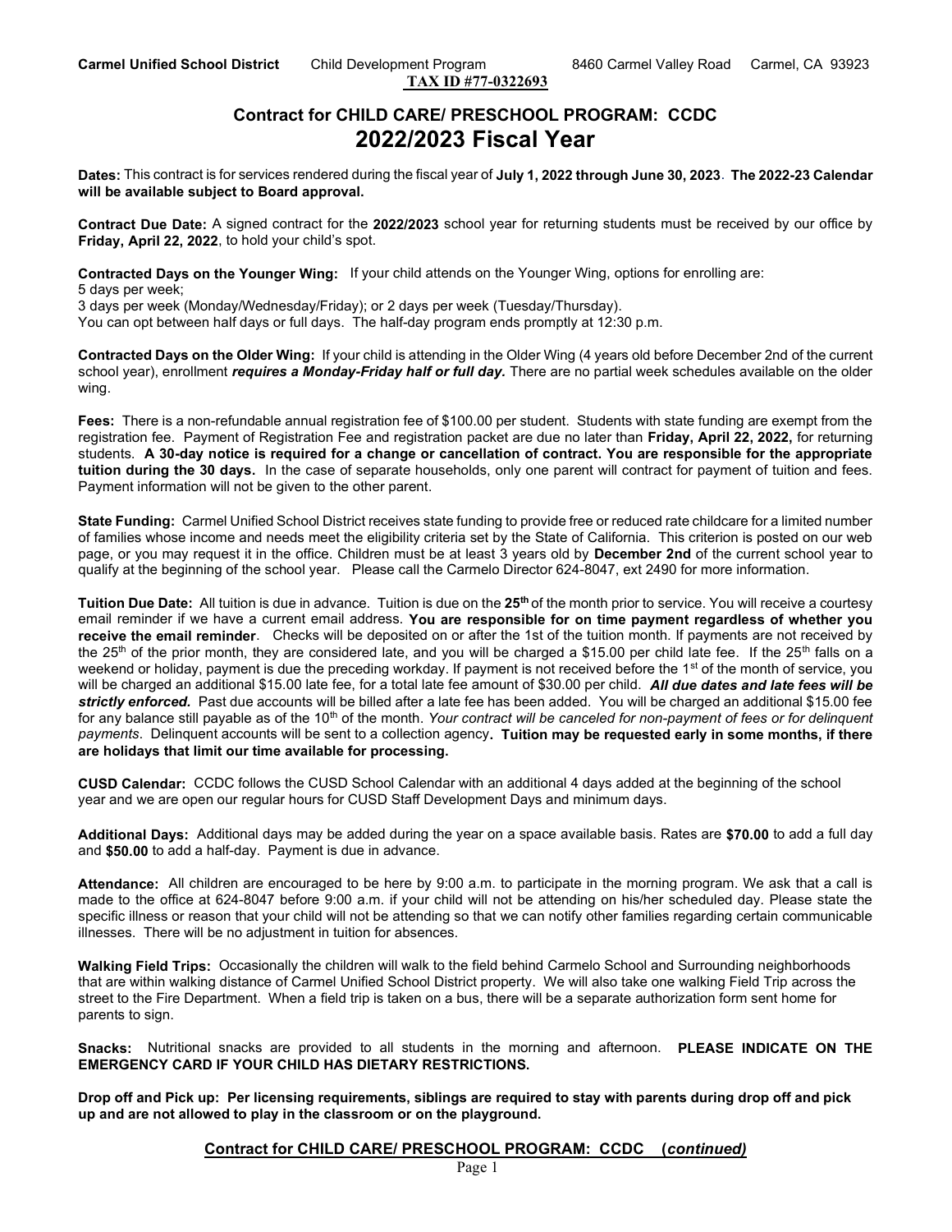**Carmel Unified School District** Child Development Program 8460 Carmel Valley Road Carmel, CA 93923

**TAX ID #77-0322693**

## Contract for CHILD CARE/ PRESCHOOL PROGRAM: CCDC
# 2022/2023 Fiscal Year

**Dates:** This contract is for services rendered during the fiscal year of **July 1, 2022 through June 30, 2023**. **The 2022-23 Calendar will be available subject to Board approval.**

**Contract Due Date:** A signed contract for the **2022/2023** school year for returning students must be received by our office by **Friday, April 22, 2022**, to hold your child's spot.

**Contracted Days on the Younger Wing:** If your child attends on the Younger Wing, options for enrolling are:
5 days per week;
3 days per week (Monday/Wednesday/Friday); or 2 days per week (Tuesday/Thursday).
You can opt between half days or full days. The half-day program ends promptly at 12:30 p.m.

**Contracted Days on the Older Wing:** If your child is attending in the Older Wing (4 years old before December 2nd of the current school year), enrollment ***requires a Monday-Friday half or full day.*** There are no partial week schedules available on the older wing.

**Fees:** There is a non-refundable annual registration fee of $100.00 per student. Students with state funding are exempt from the registration fee. Payment of Registration Fee and registration packet are due no later than **Friday, April 22, 2022,** for returning students. **A 30-day notice is required for a change or cancellation of contract. You are responsible for the appropriate tuition during the 30 days.** In the case of separate households, only one parent will contract for payment of tuition and fees. Payment information will not be given to the other parent.

**State Funding:** Carmel Unified School District receives state funding to provide free or reduced rate childcare for a limited number of families whose income and needs meet the eligibility criteria set by the State of California. This criterion is posted on our web page, or you may request it in the office. Children must be at least 3 years old by **December 2nd** of the current school year to qualify at the beginning of the school year. Please call the Carmelo Director 624-8047, ext 2490 for more information.

**Tuition Due Date:** All tuition is due in advance. Tuition is due on the **25th** of the month prior to service. You will receive a courtesy email reminder if we have a current email address. **You are responsible for on time payment regardless of whether you receive the email reminder**. Checks will be deposited on or after the 1st of the tuition month. If payments are not received by the 25th of the prior month, they are considered late, and you will be charged a $15.00 per child late fee. If the 25th falls on a weekend or holiday, payment is due the preceding workday. If payment is not received before the 1st of the month of service, you will be charged an additional $15.00 late fee, for a total late fee amount of $30.00 per child. ***All due dates and late fees will be strictly enforced.*** Past due accounts will be billed after a late fee has been added. You will be charged an additional $15.00 fee for any balance still payable as of the 10th of the month. *Your contract will be canceled for non-payment of fees or for delinquent payments*. Delinquent accounts will be sent to a collection agency**. Tuition may be requested early in some months, if there are holidays that limit our time available for processing.**

**CUSD Calendar:** CCDC follows the CUSD School Calendar with an additional 4 days added at the beginning of the school year and we are open our regular hours for CUSD Staff Development Days and minimum days.

**Additional Days:** Additional days may be added during the year on a space available basis. Rates are **$70.00** to add a full day and **$50.00** to add a half-day. Payment is due in advance.

**Attendance:** All children are encouraged to be here by 9:00 a.m. to participate in the morning program. We ask that a call is made to the office at 624-8047 before 9:00 a.m. if your child will not be attending on his/her scheduled day. Please state the specific illness or reason that your child will not be attending so that we can notify other families regarding certain communicable illnesses. There will be no adjustment in tuition for absences.

**Walking Field Trips:** Occasionally the children will walk to the field behind Carmelo School and Surrounding neighborhoods that are within walking distance of Carmel Unified School District property. We will also take one walking Field Trip across the street to the Fire Department. When a field trip is taken on a bus, there will be a separate authorization form sent home for parents to sign.

**Snacks:** Nutritional snacks are provided to all students in the morning and afternoon. **PLEASE INDICATE ON THE EMERGENCY CARD IF YOUR CHILD HAS DIETARY RESTRICTIONS.**

**Drop off and Pick up: Per licensing requirements, siblings are required to stay with parents during drop off and pick up and are not allowed to play in the classroom or on the playground.**

**Contract for CHILD CARE/ PRESCHOOL PROGRAM: CCDC (*continued*)**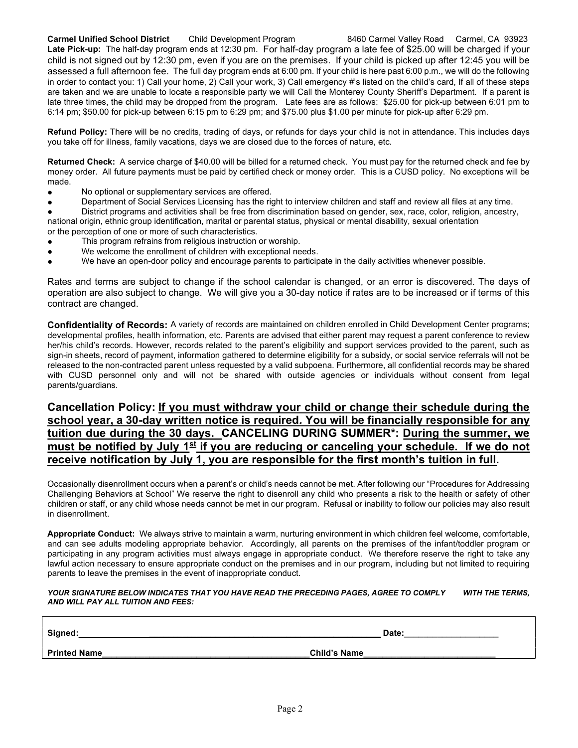**Carmel Unified School District** Child Development Program 8460 Carmel Valley Road Carmel, CA 93923

**Late Pick-up:** The half-day program ends at 12:30 pm. For half-day program a late fee of $25.00 will be charged if your child is not signed out by 12:30 pm, even if you are on the premises. If your child is picked up after 12:45 you will be assessed a full afternoon fee. The full day program ends at 6:00 pm. If your child is here past 6:00 p.m., we will do the following in order to contact you: 1) Call your home, 2) Call your work, 3) Call emergency #'s listed on the child's card, If all of these steps are taken and we are unable to locate a responsible party we will Call the Monterey County Sheriff's Department. If a parent is late three times, the child may be dropped from the program. Late fees are as follows: $25.00 for pick-up between 6:01 pm to 6:14 pm; $50.00 for pick-up between 6:15 pm to 6:29 pm; and $75.00 plus $1.00 per minute for pick-up after 6:29 pm.

**Refund Policy:** There will be no credits, trading of days, or refunds for days your child is not in attendance. This includes days you take off for illness, family vacations, days we are closed due to the forces of nature, etc.

**Returned Check:** A service charge of $40.00 will be billed for a returned check. You must pay for the returned check and fee by money order. All future payments must be paid by certified check or money order. This is a CUSD policy. No exceptions will be made.

- No optional or supplementary services are offered.
- Department of Social Services Licensing has the right to interview children and staff and review all files at any time.
- District programs and activities shall be free from discrimination based on gender, sex, race, color, religion, ancestry, national origin, ethnic group identification, marital or parental status, physical or mental disability, sexual orientation or the perception of one or more of such characteristics.
- This program refrains from religious instruction or worship.
- We welcome the enrollment of children with exceptional needs.
- We have an open-door policy and encourage parents to participate in the daily activities whenever possible.

Rates and terms are subject to change if the school calendar is changed, or an error is discovered. The days of operation are also subject to change. We will give you a 30-day notice if rates are to be increased or if terms of this contract are changed.

**Confidentiality of Records:** A variety of records are maintained on children enrolled in Child Development Center programs; developmental profiles, health information, etc. Parents are advised that either parent may request a parent conference to review her/his child's records. However, records related to the parent's eligibility and support services provided to the parent, such as sign-in sheets, record of payment, information gathered to determine eligibility for a subsidy, or social service referrals will not be released to the non-contracted parent unless requested by a valid subpoena. Furthermore, all confidential records may be shared with CUSD personnel only and will not be shared with outside agencies or individuals without consent from legal parents/guardians.

**Cancellation Policy: If you must withdraw your child or change their schedule during the school year, a 30-day written notice is required. You will be financially responsible for any tuition due during the 30 days. CANCELING DURING SUMMER\*: During the summer, we must be notified by July 1st if you are reducing or canceling your schedule. If we do not receive notification by July 1, you are responsible for the first month's tuition in full.**

Occasionally disenrollment occurs when a parent's or child's needs cannot be met. After following our "Procedures for Addressing Challenging Behaviors at School" We reserve the right to disenroll any child who presents a risk to the health or safety of other children or staff, or any child whose needs cannot be met in our program. Refusal or inability to follow our policies may also result in disenrollment.

**Appropriate Conduct:** We always strive to maintain a warm, nurturing environment in which children feel welcome, comfortable, and can see adults modeling appropriate behavior. Accordingly, all parents on the premises of the infant/toddler program or participating in any program activities must always engage in appropriate conduct. We therefore reserve the right to take any lawful action necessary to ensure appropriate conduct on the premises and in our program, including but not limited to requiring parents to leave the premises in the event of inappropriate conduct.

***YOUR SIGNATURE BELOW INDICATES THAT YOU HAVE READ THE PRECEDING PAGES, AGREE TO COMPLY WITH THE TERMS, AND WILL PAY ALL TUITION AND FEES:***

**Signed:**_______________________________________________ **Date:**____________________

**Printed Name**____________________________________ **Child's Name**____________________________